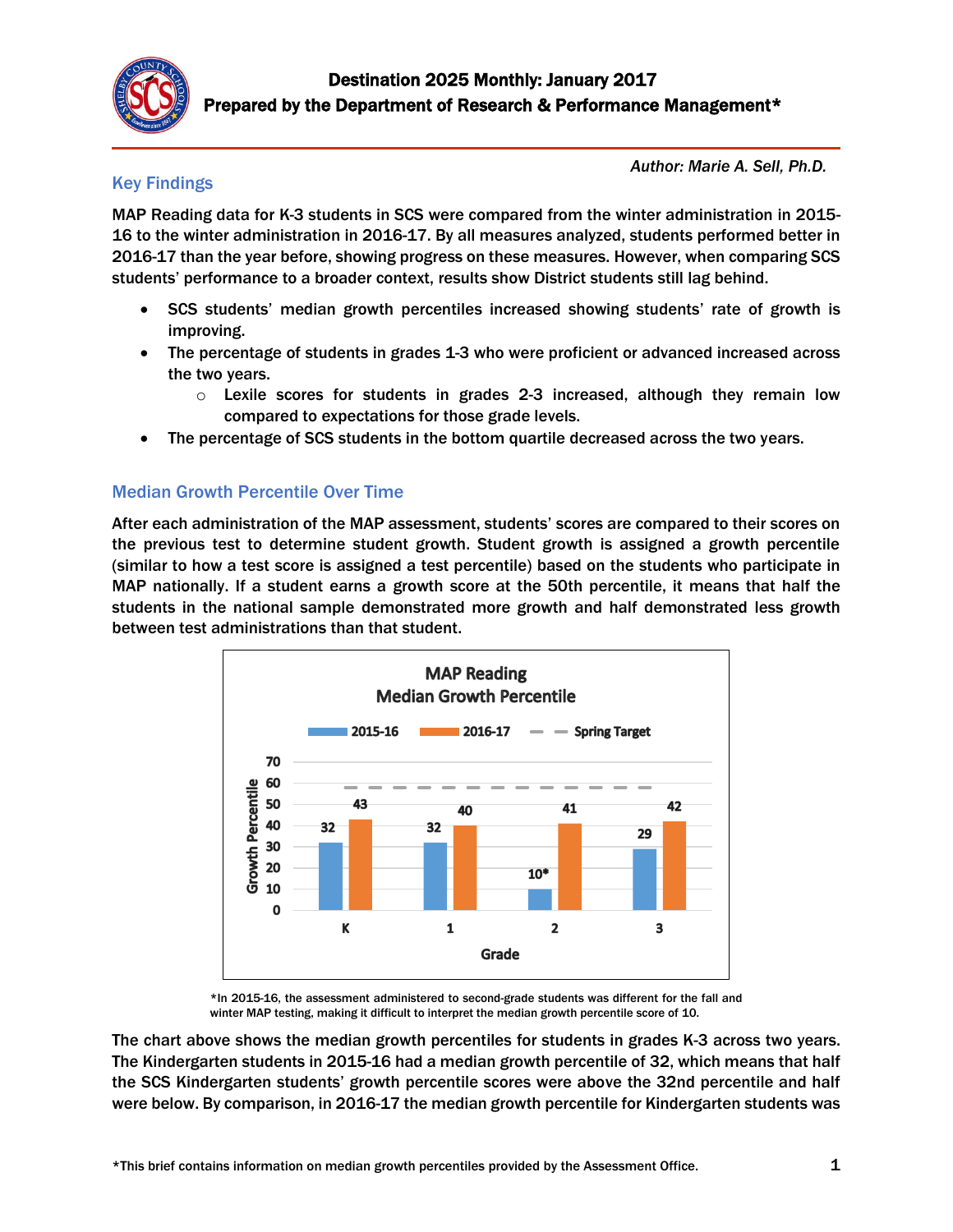# Destination 2025 Monthly: January 2017

## Prepared by the Department of Research & Performance Management*

*Author: Marie A. Sell, Ph.D.*

## Key Findings

MAP Reading data for K-3 students in SCS were compared from the winter administration in 2015-16 to the winter administration in 2016-17. By all measures analyzed, students performed better in 2016-17 than the year before, showing progress on these measures. However, when comparing SCS students' performance to a broader context, results show District students still lag behind.

- SCS students' median growth percentiles increased showing students' rate of growth is improving.
- The percentage of students in grades 1-3 who were proficient or advanced increased across the two years.
  - Lexile scores for students in grades 2-3 increased, although they remain low compared to expectations for those grade levels.
- The percentage of SCS students in the bottom quartile decreased across the two years.

## Median Growth Percentile Over Time

After each administration of the MAP assessment, students' scores are compared to their scores on the previous test to determine student growth. Student growth is assigned a growth percentile (similar to how a test score is assigned a test percentile) based on the students who participate in MAP nationally. If a student earns a growth score at the 50th percentile, it means that half the students in the national sample demonstrated more growth and half demonstrated less growth between test administrations than that student.

**MAP Reading Median Growth Percentile**

| Grade | 2015-16 | 2016-17 |
|---|---|---|
| K | 32 | 43 |
| 1 | 32 | 40 |
| 2 | 10* | 41 |
| 3 | 29 | 42 |

Spring Target shown as a dashed line (approximately 58). Y-axis: Growth Percentile; X-axis: Grade.

*In 2015-16, the assessment administered to second-grade students was different for the fall and winter MAP testing, making it difficult to interpret the median growth percentile score of 10.

The chart above shows the median growth percentiles for students in grades K-3 across two years. The Kindergarten students in 2015-16 had a median growth percentile of 32, which means that half the SCS Kindergarten students' growth percentile scores were above the 32nd percentile and half were below. By comparison, in 2016-17 the median growth percentile for Kindergarten students was

*This brief contains information on median growth percentiles provided by the Assessment Office.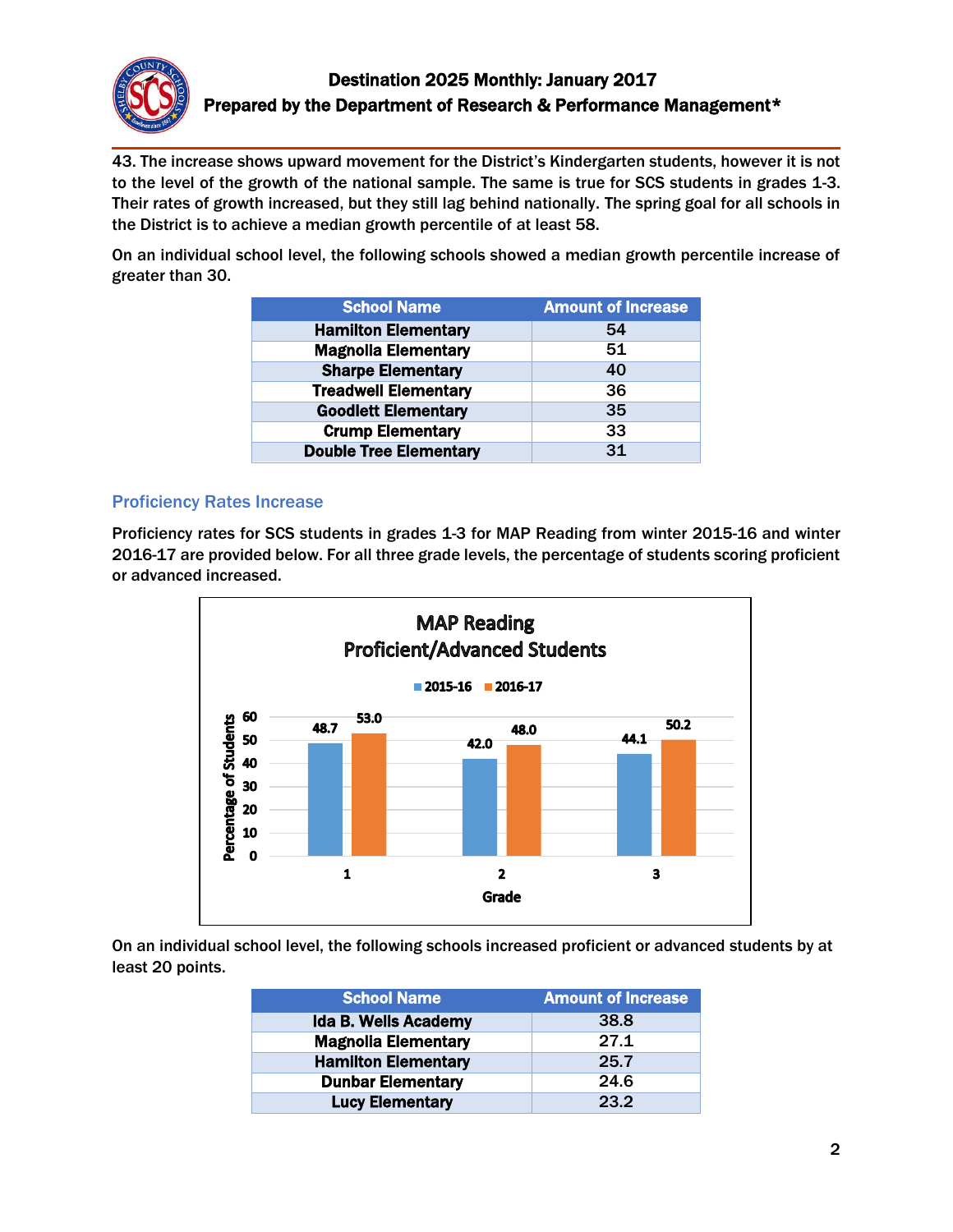43. The increase shows upward movement for the District's Kindergarten students, however it is not to the level of the growth of the national sample. The same is true for SCS students in grades 1-3. Their rates of growth increased, but they still lag behind nationally. The spring goal for all schools in the District is to achieve a median growth percentile of at least 58.

On an individual school level, the following schools showed a median growth percentile increase of greater than 30.

| School Name | Amount of Increase |
|---|---|
| Hamilton Elementary | 54 |
| Magnolia Elementary | 51 |
| Sharpe Elementary | 40 |
| Treadwell Elementary | 36 |
| Goodlett Elementary | 35 |
| Crump Elementary | 33 |
| Double Tree Elementary | 31 |

### Proficiency Rates Increase

Proficiency rates for SCS students in grades 1-3 for MAP Reading from winter 2015-16 and winter 2016-17 are provided below. For all three grade levels, the percentage of students scoring proficient or advanced increased.

**MAP Reading Proficient/Advanced Students**

| Grade | 2015-16 | 2016-17 |
|---|---|---|
| 1 | 48.7 | 53.0 |
| 2 | 42.0 | 48.0 |
| 3 | 44.1 | 50.2 |

On an individual school level, the following schools increased proficient or advanced students by at least 20 points.

| School Name | Amount of Increase |
|---|---|
| Ida B. Wells Academy | 38.8 |
| Magnolia Elementary | 27.1 |
| Hamilton Elementary | 25.7 |
| Dunbar Elementary | 24.6 |
| Lucy Elementary | 23.2 |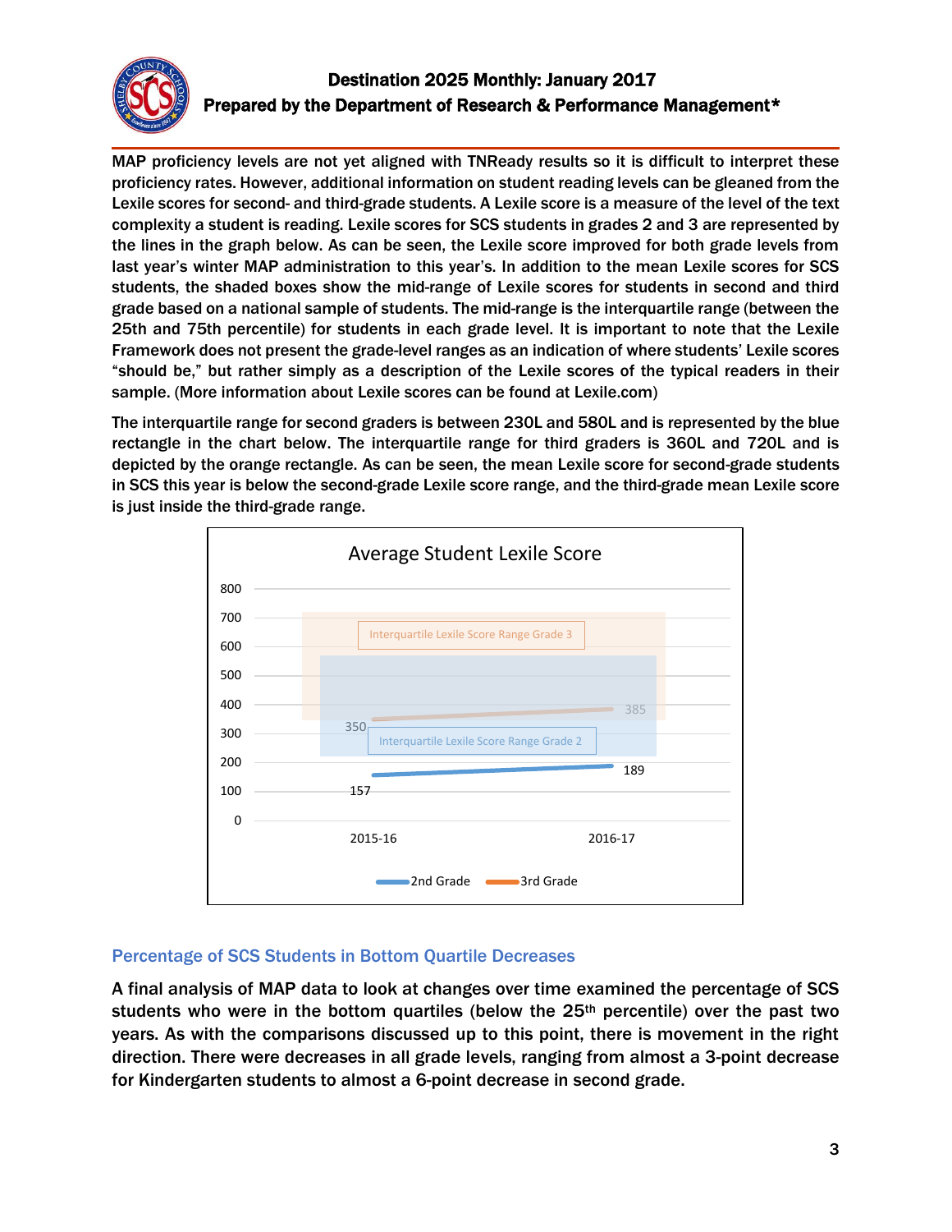MAP proficiency levels are not yet aligned with TNReady results so it is difficult to interpret these proficiency rates. However, additional information on student reading levels can be gleaned from the Lexile scores for second- and third-grade students. A Lexile score is a measure of the level of the text complexity a student is reading. Lexile scores for SCS students in grades 2 and 3 are represented by the lines in the graph below. As can be seen, the Lexile score improved for both grade levels from last year's winter MAP administration to this year's. In addition to the mean Lexile scores for SCS students, the shaded boxes show the mid-range of Lexile scores for students in second and third grade based on a national sample of students. The mid-range is the interquartile range (between the 25th and 75th percentile) for students in each grade level. It is important to note that the Lexile Framework does not present the grade-level ranges as an indication of where students' Lexile scores "should be," but rather simply as a description of the Lexile scores of the typical readers in their sample. (More information about Lexile scores can be found at Lexile.com)

The interquartile range for second graders is between 230L and 580L and is represented by the blue rectangle in the chart below. The interquartile range for third graders is 360L and 720L and is depicted by the orange rectangle. As can be seen, the mean Lexile score for second-grade students in SCS this year is below the second-grade Lexile score range, and the third-grade mean Lexile score is just inside the third-grade range.

**Average Student Lexile Score**

| | 2015-16 | 2016-17 |
|---|---|---|
| 2nd Grade | 157 | 189 |
| 3rd Grade | 350 | 385 |

Interquartile Lexile Score Range Grade 3

Interquartile Lexile Score Range Grade 2

## Percentage of SCS Students in Bottom Quartile Decreases

A final analysis of MAP data to look at changes over time examined the percentage of SCS students who were in the bottom quartiles (below the 25th percentile) over the past two years. As with the comparisons discussed up to this point, there is movement in the right direction. There were decreases in all grade levels, ranging from almost a 3-point decrease for Kindergarten students to almost a 6-point decrease in second grade.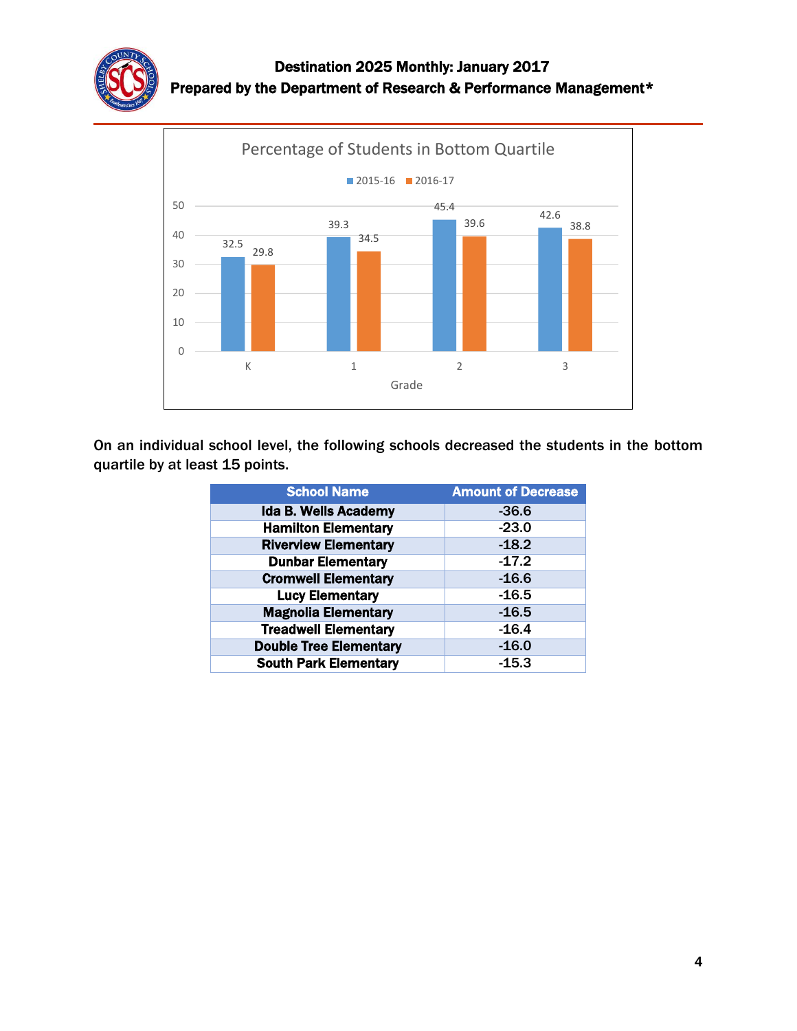Percentage of Students in Bottom Quartile

2015-16
2016-17

50
40
30
20
10
0

32.5
29.8
39.3
34.5
45.4
39.6
42.6
38.8

K
1
2
3

Grade

On an individual school level, the following schools decreased the students in the bottom quartile by at least 15 points.

| School Name | Amount of Decrease |
|---|---|
| Ida B. Wells Academy | -36.6 |
| Hamilton Elementary | -23.0 |
| Riverview Elementary | -18.2 |
| Dunbar Elementary | -17.2 |
| Cromwell Elementary | -16.6 |
| Lucy Elementary | -16.5 |
| Magnolia Elementary | -16.5 |
| Treadwell Elementary | -16.4 |
| Double Tree Elementary | -16.0 |
| South Park Elementary | -15.3 |